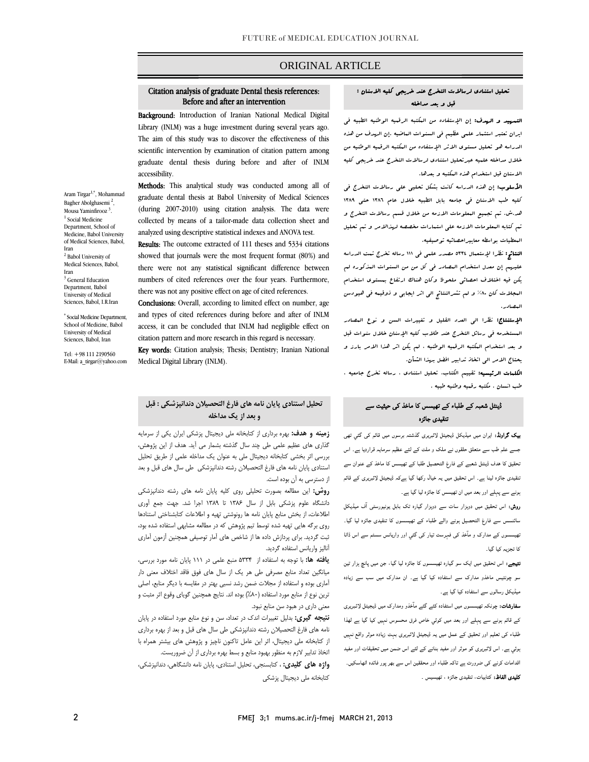ORIGINAL ARTICLE

# Citation analysis of graduate Dental thesis references: Before and after an intervention

Aram Tirgar[1,*], Mohammad Bagher Abolghasemi [2], Mousa Yaminfirooz [3].

[1] Social Medicine Department, School of Medicine, Babol University of Medical Sciences, Babol, Iran
[2] Babol University of Medical Sciences, Babol, Iran
[3] General Education Department, Babol University of Medical Sciences, Babol, I.R.Iran

[*] Social Medicine Department, School of Medicine, Babol University of Medical Sciences, Babol, Iran

Tel: +98 111 2190560
E-Mail: a_tirgar@yahoo.com

**Background:** Introduction of Iranian National Medical Digital Library (INLM) was a huge investment during several years ago. The aim of this study was to discover the effectiveness of this scientific intervention by examination of citation pattern among graduate dental thesis during before and after of INLM accessibility.

**Methods:** This analytical study was conducted among all of graduate dental thesis at Babol University of Medical Sciences (during 2007-2010) using citation analysis. The data were collected by means of a tailor-made data collection sheet and analyzed using descriptive statistical indexes and ANOVA test.

**Results:** The outcome extracted of 111 theses and 5334 citations showed that journals were the most frequent format (80%) and there were not any statistical significant difference between numbers of cited references over the four years. Furthermore, there was not any positive effect on age of cited references.

**Conclusions:** Overall, according to limited effect on number, age and types of cited references during before and after of INLM access, it can be concluded that INLM had negligible effect on citation pattern and more research in this regard is necessary.

**Key words:** Citation analysis; Thesis; Dentistry; Iranian National Medical Digital Library (INLM).

## تحليل استنادي لرسالات التخرج عند خريجي كليه الاسنان : قبل و بعد مداخله

**التمهيد و الهدف:** إن الإستفاده من المكتبه الرقميه الوطنيه الطبيه في ايران تعتبر استثمار علمي عظيم في السنوات الماضيه .إن الهدف من هذه الدراسه هو تحليل مستوى الاثر الإستفاده من المكتبه الرقميه الوطنيه من خلال مداخله علميه عبر تحليل استنادى لرسالات التخرج عند خريجي كليه الاسنان قبل استخدام هذه المكتبه و بعدها.

**الأسلوب:** إن هذه الدراسه كانت بشكل تحليلي على رسالات التخرج في كليه طب الاسنان في جامعه بابل الطبيه خلال عام ١٣٨٦ حتى ١٣٨٩ هد.ش. تم تجميع المعلومات الازمه من خلال قسم رسالات التخرج و تم كتابه المعلومات الازمه على استمارات مخصصه لهذالامر و تم تحليل المعطيات بواسطه معاييراحصائيه توصيفيه.

**النتائج:** نظرا لإستعمال ٥٣٣٤ مصدر علمي في ١١١ رساله تخرج تمت الدراسه عليهم إن معدل استخدام المصادر في كل من من السنوات المذكوره لم يكن فيه اختلاف احصائي ملحوظ وكان هناك ارتفاع بمستوى استخدام المجلات كان ٨٠٪ و لم تشرالنتائج الى اثر ايجابي و ذوقيمه في هبودسن المصادر.

**الإستنتاج:** نظرا الى العدد القليل و تغييرات السن و نوع المصادر المستخدمه في رسائل التخرج عند طلاب كليه الإسنان خلال سنوات قبل و بعد استخدام المكتبه الرقميه الوطنيه ، لم يكن اثر هذا الامر بارز و يحتاج الامر الى اتخاذ تدابير افضل بهذا الشأن.

**الكلمات الرئيسيه:** تقييم الكتاب، تحليل استنادى ، رساله تخرج جامعيه ، طب انسان ، مكتبه رقميه وطنيه طبيه .

## تحلیل استنادی پایان نامه های فارغ التحصیلان دندانپزشکی : قبل و بعد از یک مداخله

**زمینه و هدف:** بهره برداری از کتابخانه ملی دیجیتال پزشکی ایران یکی از سرمایه گذاری های عظیم علمی طی چند سال گذشته بشمار می آید. هدف از این پژوهش، بررسی اثر بخشی کتابخانه دیجیتال ملی به عنوان یک مداخله علمی از طریق تحلیل استنادی پایان نامه های فارغ التحصیلان رشته دندانپزشکی طی سال های قبل و بعد از دسترسی به آن بوده است.

**روش:** این مطالعه بصورت تحلیلی روی کلیه پایان نامه های رشته دندانپزشکی دانشگاه علوم پزشکی بابل از سال ۱۳۸۶ تا ۱۳۸۹ اجرا شد. جهت جمع آوری اطلاعات، از بخش منابع پایان نامه ها رونوشتی تهیه و اطلاعات کتابشناختی استنادها روی برگه هایی تهیه شده توسط تیم پژوهش که در مطالعه مشابهی استفاده شده بود، ثبت گردید. برای پردازش داده ها از شاخص های آمار توصیفی همچنین آزمون آماری آنالیز واریانس استفاده گردید.

**یافته ها:** با توجه به استفاده از ۵۳۳۴ منبع علمی در ۱۱۱ پایان نامه مورد بررسی، میانگین تعداد منابع مصرفی طی هر یک از سال های فوق فاقد اختلاف معنی دار آماری بوده و استفاده از مجلات ضمن رشد نسبی بهتر در مقایسه با دیگر منابع، اصلی ترین نوع از منابع مورد استفاده (۸۰٪) بوده اند. نتایج همچنین گویای وقوع اثر مثبت و معنی داری در هبود سن منابع نبود.

**نتیجه گیری:** بدلیل تغییرات اندک در تعداد، سن و نوع منابع مورد استفاده در پایان نامه های فارغ التحصیلان رشته دندانپزشکی طی سال های قبل و بعد از بهره برداری از کتابخانه ملی دیجیتال، اثر این عامل تاکنون ناچیز و پژوهش های بیشتر همراه با اتخاذ تدابیر لازم به منظور بهبود منابع و بسط بهره برداری از آن ضروریست.

**واژه های کلیدی:** ، کتابسنجی، تحلیل استنادی، پایان نامه دانشگاهی، دندانپزشکی، کتابخانه ملی دیجیتال پزشکی

## ڈینٹل شعبہ کے طلباء کے تھیسس کا ماخذ کی حیثیت سے تنقیدی جائزہ

**بیک گراونڈ:** ایران میں میڈیکل ڈیجیٹل لائبریری گذشتہ برسوں میں قائم کی گئی تھی جسے علم طب سے متعلق حلقوں نے ملک و ملت کے لئے عظیم سرمایہ قراردیا ہے۔ اس تحقیق کا ھدف ڈینٹل شعبے کے فارغ التحصیل طلبا کے تھیسس کا ماخذ کے عنوان سے تنقیدی جائزہ لینا ہے۔ اس تحقیق میں یہ خیال رکھا گیا ہےکہ ڈیجیٹل لائبریری کے قائم ہونے سے پہلے اور بعد میں ان تھیسس کا جائزہ لیا گیا ہے۔

**روش:** اس تحقیق میں دوہزار سات سے دوہزار گیارہ تک بابل یونیورسٹی آف میڈیکل سائنسس سے فارغ التحصیل ہونے والے طلباء کے تھیسسوں کا تنقیدی جائزہ لیا گیا۔ تھیسسوں کے مدارک و مآخذ کی فہرست تیار کی گئي اور واریانس سسٹم سے اس ڈاٹا کا تجزیہ کیا گیا۔

**نتیجے:** اس تحقیق میں ایک سو گیارہ تھیسسوں کا جائزہ لیا گیا، جن میں پانچ ہزار تین سو چونتیس ماخذو مدارک سے استفادہ کیا گیا ہے۔ ان مدارک میں سب سے زیادہ میڈیکل رسالوں سے استفادہ کیا گیا ہے۔

**سفارشات:** چونکہ تھیسسوں میں استفادہ کئے گئے مآخذو ومدارک میں ڈیجیٹل لائبریری کے قائم ہونے سے پہلے اور بعد میں کوئي خاص فرق محسوس نہیں کیا گيا ہے لھذا طلباء کی تعلیم اور تحقیق کے عمل میں یہ ڈیجیٹل لائبریری بہت زیادہ موثر واقع نہیں ہوئي ہے۔ اس لائبریری کو موثر اور مفید بنانے کے لئے اس ضمن میں تحقیقات اور مفید اقدامات کرنے کی ضرورت ہے تاکہ طلباء اور محققین اس سے بھر پور فائدہ اٹھاسکیں۔

**کلیدی الفاظ:** کتابیات، تنقیدی جائزہ ، تھیسیس ۔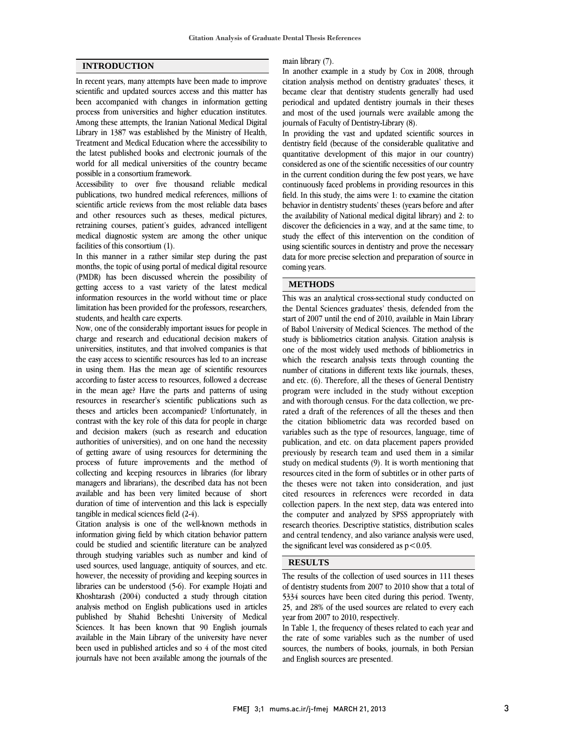## INTRODUCTION

In recent years, many attempts have been made to improve scientific and updated sources access and this matter has been accompanied with changes in information getting process from universities and higher education institutes. Among these attempts, the Iranian National Medical Digital Library in 1387 was established by the Ministry of Health, Treatment and Medical Education where the accessibility to the latest published books and electronic journals of the world for all medical universities of the country became possible in a consortium framework.

Accessibility to over five thousand reliable medical publications, two hundred medical references, millions of scientific article reviews from the most reliable data bases and other resources such as theses, medical pictures, retraining courses, patient's guides, advanced intelligent medical diagnostic system are among the other unique facilities of this consortium (1).

In this manner in a rather similar step during the past months, the topic of using portal of medical digital resource (PMDR) has been discussed wherein the possibility of getting access to a vast variety of the latest medical information resources in the world without time or place limitation has been provided for the professors, researchers, students, and health care experts.

Now, one of the considerably important issues for people in charge and research and educational decision makers of universities, institutes, and that involved companies is that the easy access to scientific resources has led to an increase in using them. Has the mean age of scientific resources according to faster access to resources, followed a decrease in the mean age? Have the parts and patterns of using resources in researcher's scientific publications such as theses and articles been accompanied? Unfortunately, in contrast with the key role of this data for people in charge and decision makers (such as research and education authorities of universities), and on one hand the necessity of getting aware of using resources for determining the process of future improvements and the method of collecting and keeping resources in libraries (for library managers and librarians), the described data has not been available and has been very limited because of short duration of time of intervention and this lack is especially tangible in medical sciences field (2-4).

Citation analysis is one of the well-known methods in information giving field by which citation behavior pattern could be studied and scientific literature can be analyzed through studying variables such as number and kind of used sources, used language, antiquity of sources, and etc. however, the necessity of providing and keeping sources in libraries can be understood (5-6). For example Hojati and Khoshtarash (2004) conducted a study through citation analysis method on English publications used in articles published by Shahid Beheshti University of Medical Sciences. It has been known that 90 English journals available in the Main Library of the university have been used in published articles and so 4 of the most cited journals have not been available among the journals of the main library (7).

In another example in a study by Cox in 2008, through citation analysis method on dentistry graduates' theses, it became clear that dentistry students generally had used periodical and updated dentistry journals in their theses and most of the used journals were available among the journals of Faculty of Dentistry-Library (8).

In providing the vast and updated scientific sources in dentistry field (because of the considerable qualitative and quantitative development of this major in our country) considered as one of the scientific necessities of our country in the current condition during the few post years, we have continuously faced problems in providing resources in this field. In this study, the aims were 1: to examine the citation behavior in dentistry students' theses (years before and after the availability of National medical digital library) and 2: to discover the deficiencies in a way, and at the same time, to study the effect of this intervention on the condition of using scientific sources in dentistry and prove the necessary data for more precise selection and preparation of source in coming years.

## METHODS

This was an analytical cross-sectional study conducted on the Dental Sciences graduates' thesis, defended from the start of 2007 until the end of 2010, available in Main Library of Babol University of Medical Sciences. The method of the study is bibliometrics citation analysis. Citation analysis is one of the most widely used methods of bibliometrics in which the research analysis texts through counting the number of citations in different texts like journals, theses, and etc. (6). Therefore, all the theses of General Dentistry program were included in the study without exception and with thorough census. For the data collection, we pre-rated a draft of the references of all the theses and then the citation bibliometric data was recorded based on variables such as the type of resources, language, time of publication, and etc. on data placement papers provided previously by research team and used them in a similar study on medical students (9). It is worth mentioning that resources cited in the form of subtitles or in other parts of the theses were not taken into consideration, and just cited resources in references were recorded in data collection papers. In the next step, data was entered into the computer and analyzed by SPSS appropriately with research theories. Descriptive statistics, distribution scales and central tendency, and also variance analysis were used, the significant level was considered as $p<0.05$.

## RESULTS

The results of the collection of used sources in 111 theses of dentistry students from 2007 to 2010 show that a total of 5334 sources have been cited during this period. Twenty, 25, and 28% of the used sources are related to every each year from 2007 to 2010, respectively.

In Table 1, the frequency of theses related to each year and the rate of some variables such as the number of used sources, the numbers of books, journals, in both Persian and English sources are presented.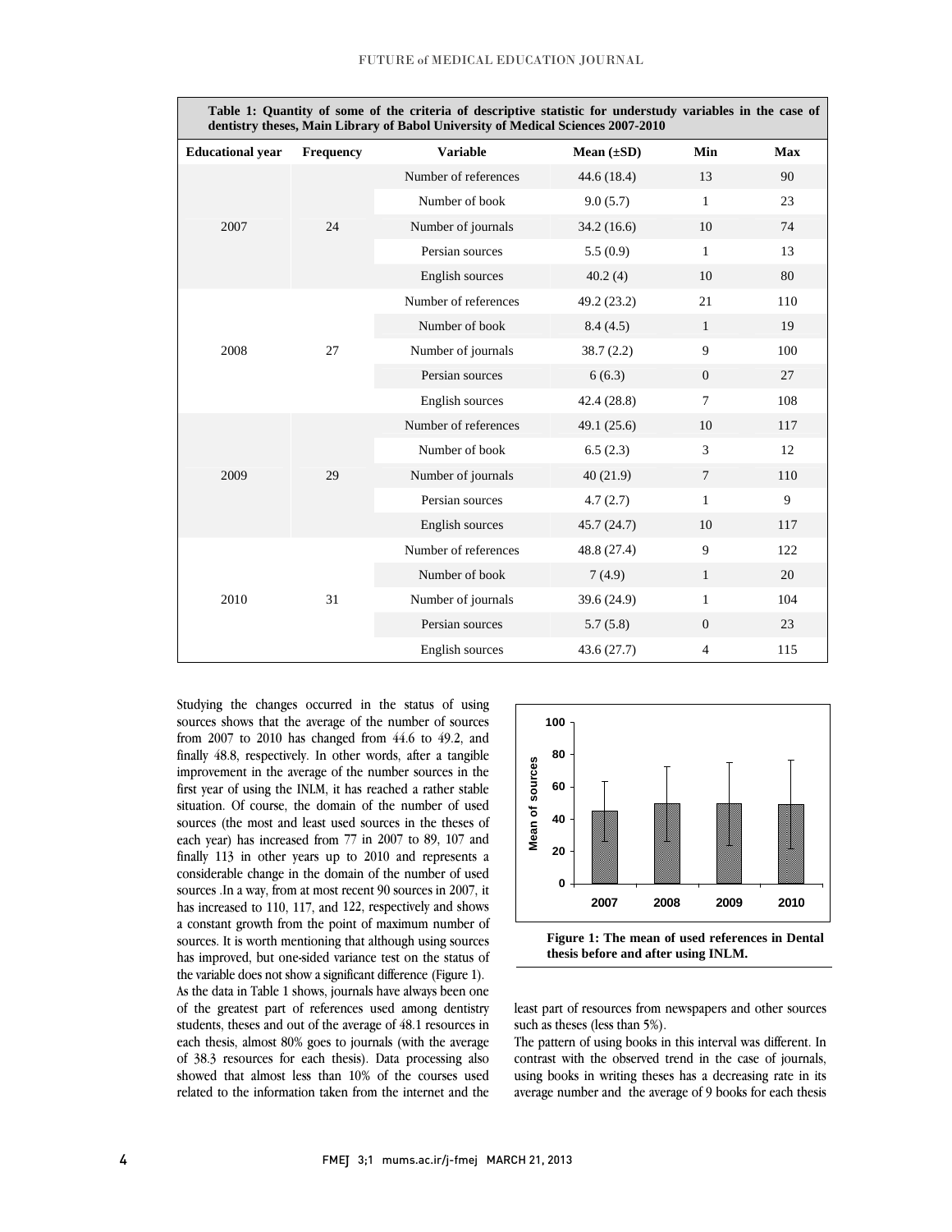**Table 1: Quantity of some of the criteria of descriptive statistic for understudy variables in the case of dentistry theses, Main Library of Babol University of Medical Sciences 2007-2010**

| Educational year | Frequency | Variable | Mean (±SD) | Min | Max |
|---|---|---|---|---|---|
| 2007 | 24 | Number of references | 44.6 (18.4) | 13 | 90 |
| | | Number of book | 9.0 (5.7) | 1 | 23 |
| | | Number of journals | 34.2 (16.6) | 10 | 74 |
| | | Persian sources | 5.5 (0.9) | 1 | 13 |
| | | English sources | 40.2 (4) | 10 | 80 |
| 2008 | 27 | Number of references | 49.2 (23.2) | 21 | 110 |
| | | Number of book | 8.4 (4.5) | 1 | 19 |
| | | Number of journals | 38.7 (2.2) | 9 | 100 |
| | | Persian sources | 6 (6.3) | 0 | 27 |
| | | English sources | 42.4 (28.8) | 7 | 108 |
| 2009 | 29 | Number of references | 49.1 (25.6) | 10 | 117 |
| | | Number of book | 6.5 (2.3) | 3 | 12 |
| | | Number of journals | 40 (21.9) | 7 | 110 |
| | | Persian sources | 4.7 (2.7) | 1 | 9 |
| | | English sources | 45.7 (24.7) | 10 | 117 |
| 2010 | 31 | Number of references | 48.8 (27.4) | 9 | 122 |
| | | Number of book | 7 (4.9) | 1 | 20 |
| | | Number of journals | 39.6 (24.9) | 1 | 104 |
| | | Persian sources | 5.7 (5.8) | 0 | 23 |
| | | English sources | 43.6 (27.7) | 4 | 115 |

Studying the changes occurred in the status of using sources shows that the average of the number of sources from 2007 to 2010 has changed from 44.6 to 49.2, and finally 48.8, respectively. In other words, after a tangible improvement in the average of the number sources in the first year of using the INLM, it has reached a rather stable situation. Of course, the domain of the number of used sources (the most and least used sources in the theses of each year) has increased from 77 in 2007 to 89, 107 and finally 113 in other years up to 2010 and represents a considerable change in the domain of the number of used sources .In a way, from at most recent 90 sources in 2007, it has increased to 110, 117, and 122, respectively and shows a constant growth from the point of maximum number of sources. It is worth mentioning that although using sources has improved, but one-sided variance test on the status of the variable does not show a significant difference (Figure 1).

**Figure 1: The mean of used references in Dental thesis before and after using INLM.**

As the data in Table 1 shows, journals have always been one of the greatest part of references used among dentistry students, theses and out of the average of 48.1 resources in each thesis, almost 80% goes to journals (with the average of 38.3 resources for each thesis). Data processing also showed that almost less than 10% of the courses used related to the information taken from the internet and the least part of resources from newspapers and other sources such as theses (less than 5%).

The pattern of using books in this interval was different. In contrast with the observed trend in the case of journals, using books in writing theses has a decreasing rate in its average number and the average of 9 books for each thesis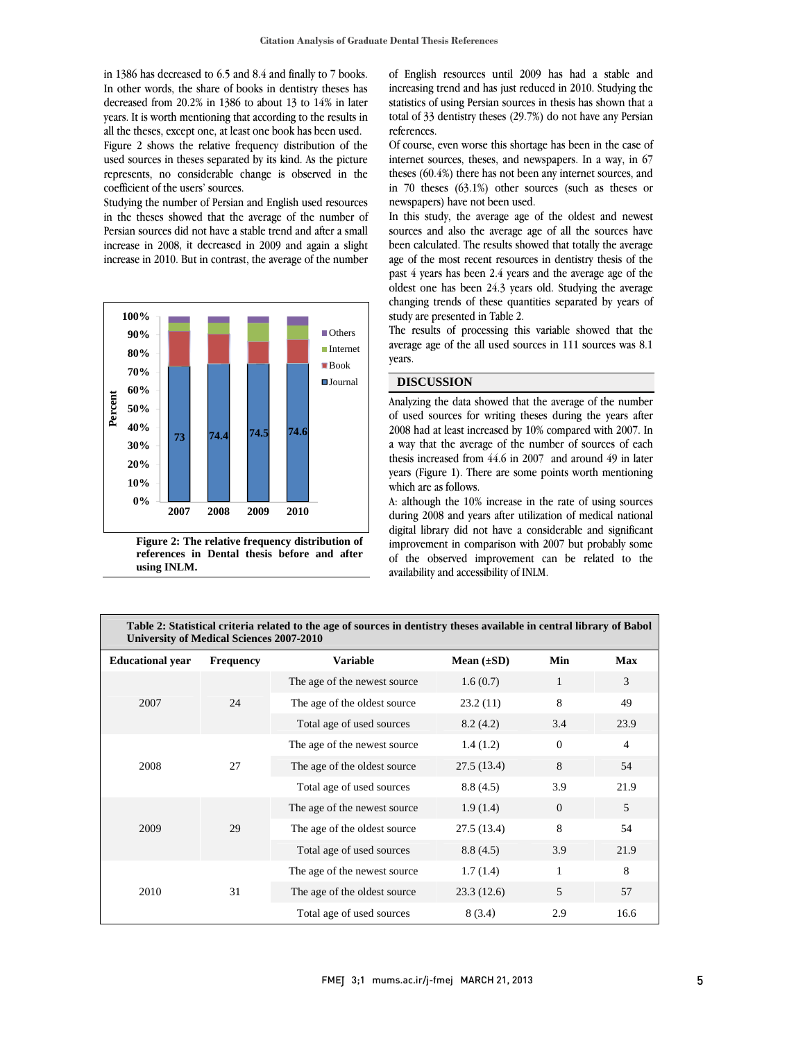in 1386 has decreased to 6.5 and 8.4 and finally to 7 books. In other words, the share of books in dentistry theses has decreased from 20.2% in 1386 to about 13 to 14% in later years. It is worth mentioning that according to the results in all the theses, except one, at least one book has been used.

Figure 2 shows the relative frequency distribution of the used sources in theses separated by its kind. As the picture represents, no considerable change is observed in the coefficient of the users' sources.

Studying the number of Persian and English used resources in the theses showed that the average of the number of Persian sources did not have a stable trend and after a small increase in 2008, it decreased in 2009 and again a slight increase in 2010. But in contrast, the average of the number of English resources until 2009 has had a stable and increasing trend and has just reduced in 2010. Studying the statistics of using Persian sources in thesis has shown that a total of 33 dentistry theses (29.7%) do not have any Persian references.

Figure 2: The relative frequency distribution of references in Dental thesis before and after using INLM.

Of course, even worse this shortage has been in the case of internet sources, theses, and newspapers. In a way, in 67 theses (60.4%) there has not been any internet sources, and in 70 theses (63.1%) other sources (such as theses or newspapers) have not been used.

In this study, the average age of the oldest and newest sources and also the average age of all the sources have been calculated. The results showed that totally the average age of the most recent resources in dentistry thesis of the past 4 years has been 2.4 years and the average age of the oldest one has been 24.3 years old. Studying the average changing trends of these quantities separated by years of study are presented in Table 2.

The results of processing this variable showed that the average age of the all used sources in 111 sources was 8.1 years.

## DISCUSSION

Analyzing the data showed that the average of the number of used sources for writing theses during the years after 2008 had at least increased by 10% compared with 2007. In a way that the average of the number of sources of each thesis increased from 44.6 in 2007 and around 49 in later years (Figure 1). There are some points worth mentioning which are as follows.

A: although the 10% increase in the rate of using sources during 2008 and years after utilization of medical national digital library did not have a considerable and significant improvement in comparison with 2007 but probably some of the observed improvement can be related to the availability and accessibility of INLM.

**Table 2: Statistical criteria related to the age of sources in dentistry theses available in central library of Babol University of Medical Sciences 2007-2010**

| Educational year | Frequency | Variable | Mean (±SD) | Min | Max |
|---|---|---|---|---|---|
| 2007 | 24 | The age of the newest source | 1.6 (0.7) | 1 | 3 |
| | | The age of the oldest source | 23.2 (11) | 8 | 49 |
| | | Total age of used sources | 8.2 (4.2) | 3.4 | 23.9 |
| 2008 | 27 | The age of the newest source | 1.4 (1.2) | 0 | 4 |
| | | The age of the oldest source | 27.5 (13.4) | 8 | 54 |
| | | Total age of used sources | 8.8 (4.5) | 3.9 | 21.9 |
| 2009 | 29 | The age of the newest source | 1.9 (1.4) | 0 | 5 |
| | | The age of the oldest source | 27.5 (13.4) | 8 | 54 |
| | | Total age of used sources | 8.8 (4.5) | 3.9 | 21.9 |
| 2010 | 31 | The age of the newest source | 1.7 (1.4) | 1 | 8 |
| | | The age of the oldest source | 23.3 (12.6) | 5 | 57 |
| | | Total age of used sources | 8 (3.4) | 2.9 | 16.6 |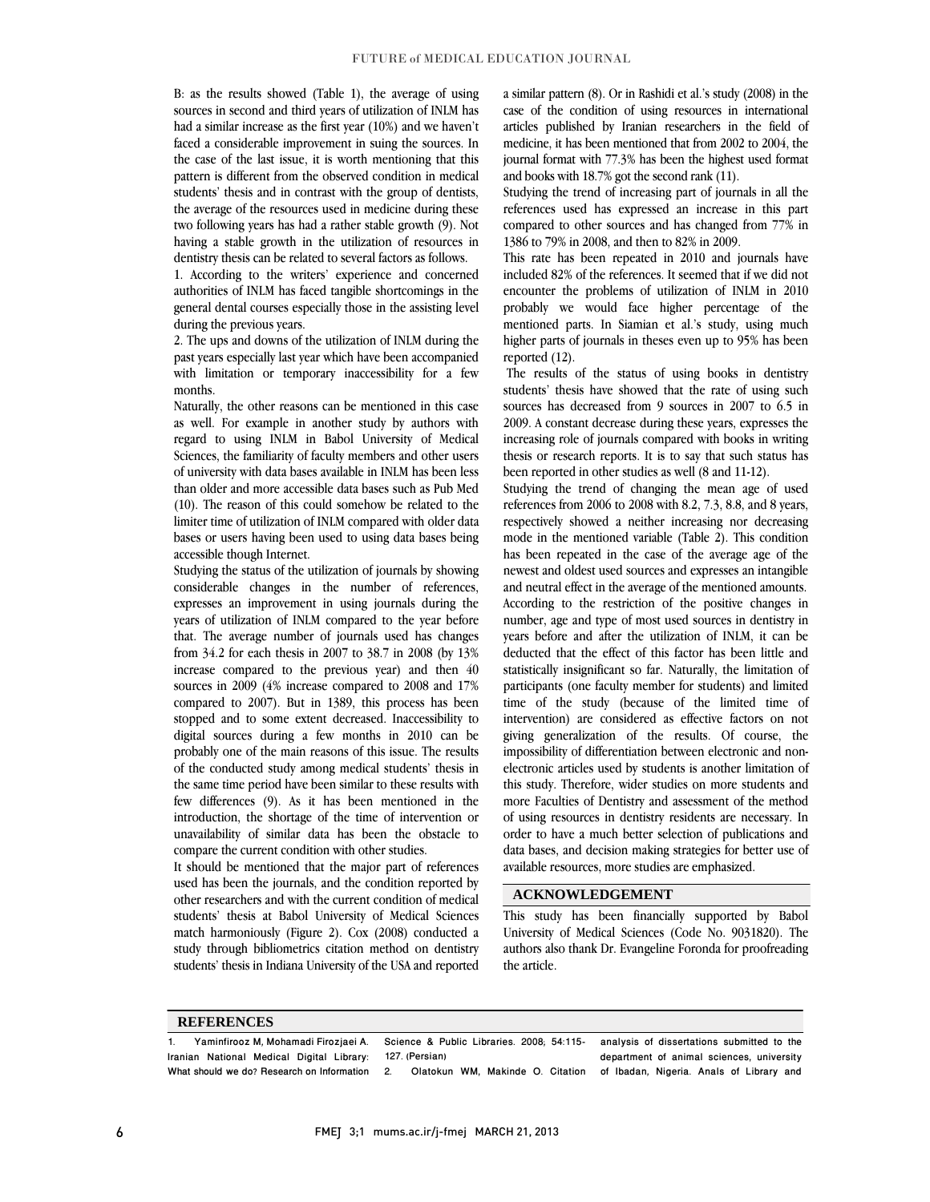B: as the results showed (Table 1), the average of using sources in second and third years of utilization of INLM has had a similar increase as the first year (10%) and we haven't faced a considerable improvement in suing the sources. In the case of the last issue, it is worth mentioning that this pattern is different from the observed condition in medical students' thesis and in contrast with the group of dentists, the average of the resources used in medicine during these two following years has had a rather stable growth (9). Not having a stable growth in the utilization of resources in dentistry thesis can be related to several factors as follows.

1. According to the writers' experience and concerned authorities of INLM has faced tangible shortcomings in the general dental courses especially those in the assisting level during the previous years.

2. The ups and downs of the utilization of INLM during the past years especially last year which have been accompanied with limitation or temporary inaccessibility for a few months.

Naturally, the other reasons can be mentioned in this case as well. For example in another study by authors with regard to using INLM in Babol University of Medical Sciences, the familiarity of faculty members and other users of university with data bases available in INLM has been less than older and more accessible data bases such as Pub Med (10). The reason of this could somehow be related to the limiter time of utilization of INLM compared with older data bases or users having been used to using data bases being accessible though Internet.

Studying the status of the utilization of journals by showing considerable changes in the number of references, expresses an improvement in using journals during the years of utilization of INLM compared to the year before that. The average number of journals used has changes from 34.2 for each thesis in 2007 to 38.7 in 2008 (by 13% increase compared to the previous year) and then 40 sources in 2009 (4% increase compared to 2008 and 17% compared to 2007). But in 1389, this process has been stopped and to some extent decreased. Inaccessibility to digital sources during a few months in 2010 can be probably one of the main reasons of this issue. The results of the conducted study among medical students' thesis in the same time period have been similar to these results with few differences (9). As it has been mentioned in the introduction, the shortage of the time of intervention or unavailability of similar data has been the obstacle to compare the current condition with other studies.

It should be mentioned that the major part of references used has been the journals, and the condition reported by other researchers and with the current condition of medical students' thesis at Babol University of Medical Sciences match harmoniously (Figure 2). Cox (2008) conducted a study through bibliometrics citation method on dentistry students' thesis in Indiana University of the USA and reported a similar pattern (8). Or in Rashidi et al.'s study (2008) in the case of the condition of using resources in international articles published by Iranian researchers in the field of medicine, it has been mentioned that from 2002 to 2004, the journal format with 77.3% has been the highest used format and books with 18.7% got the second rank (11).

Studying the trend of increasing part of journals in all the references used has expressed an increase in this part compared to other sources and has changed from 77% in 1386 to 79% in 2008, and then to 82% in 2009.

This rate has been repeated in 2010 and journals have included 82% of the references. It seemed that if we did not encounter the problems of utilization of INLM in 2010 probably we would face higher percentage of the mentioned parts. In Siamian et al.'s study, using much higher parts of journals in theses even up to 95% has been reported (12).

The results of the status of using books in dentistry students' thesis have showed that the rate of using such sources has decreased from 9 sources in 2007 to 6.5 in 2009. A constant decrease during these years, expresses the increasing role of journals compared with books in writing thesis or research reports. It is to say that such status has been reported in other studies as well (8 and 11-12).

Studying the trend of changing the mean age of used references from 2006 to 2008 with 8.2, 7.3, 8.8, and 8 years, respectively showed a neither increasing nor decreasing mode in the mentioned variable (Table 2). This condition has been repeated in the case of the average age of the newest and oldest used sources and expresses an intangible and neutral effect in the average of the mentioned amounts. According to the restriction of the positive changes in number, age and type of most used sources in dentistry in years before and after the utilization of INLM, it can be deducted that the effect of this factor has been little and statistically insignificant so far. Naturally, the limitation of participants (one faculty member for students) and limited time of the study (because of the limited time of intervention) are considered as effective factors on not giving generalization of the results. Of course, the impossibility of differentiation between electronic and non-electronic articles used by students is another limitation of this study. Therefore, wider studies on more students and more Faculties of Dentistry and assessment of the method of using resources in dentistry residents are necessary. In order to have a much better selection of publications and data bases, and decision making strategies for better use of available resources, more studies are emphasized.

## ACKNOWLEDGEMENT

This study has been financially supported by Babol University of Medical Sciences (Code No. 9031820). The authors also thank Dr. Evangeline Foronda for proofreading the article.

## REFERENCES

1. Yaminfirooz M, Mohamadi Firozjaei A. Iranian National Medical Digital Library: What should we do? Research on Information Science & Public Libraries. 2008; 54:115-127. (Persian)
2. Olatokun WM, Makinde O. Citation analysis of dissertations submitted to the department of animal sciences, university of Ibadan, Nigeria. Anals of Library and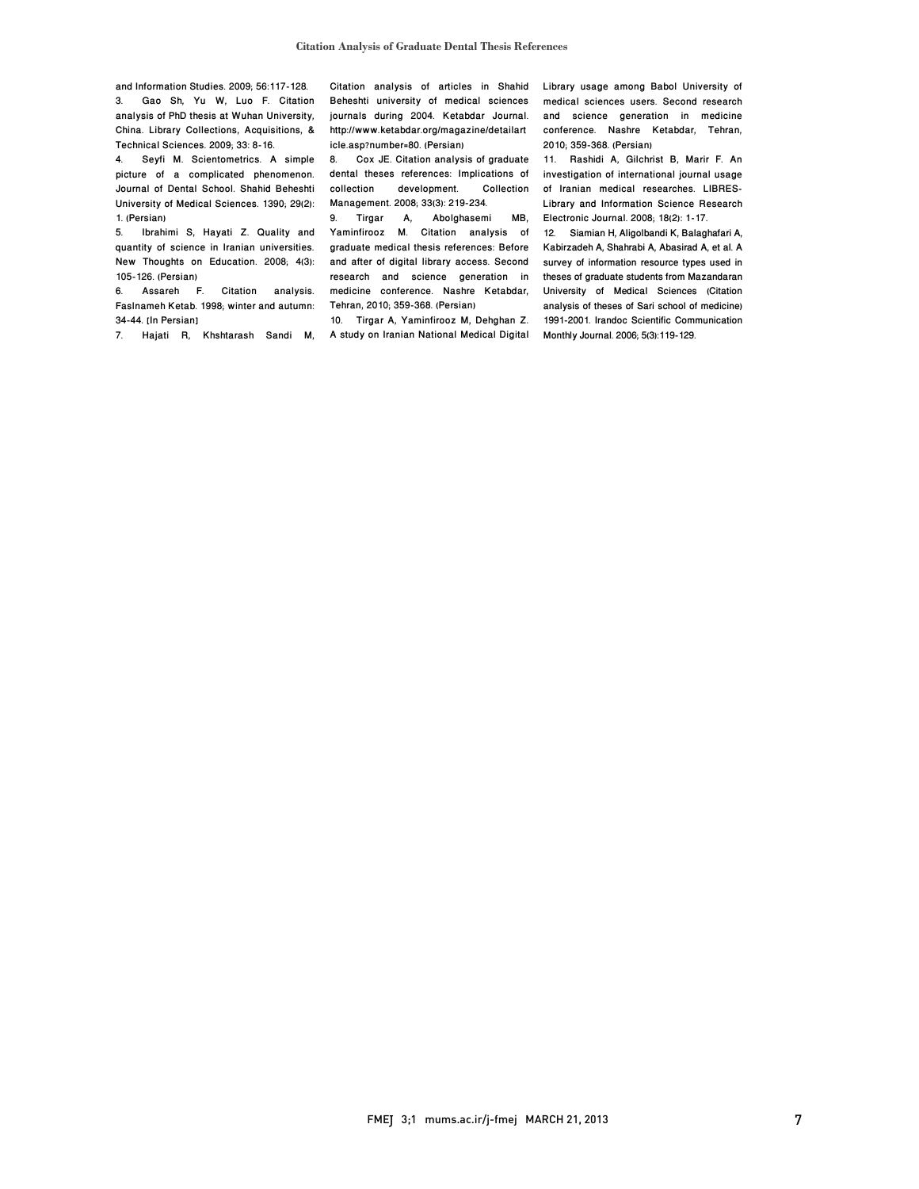and Information Studies. 2009; 56:117-128.

3. Gao Sh, Yu W, Luo F. Citation analysis of PhD thesis at Wuhan University, China. Library Collections, Acquisitions, & Technical Sciences. 2009; 33: 8-16.

4. Seyfi M. Scientometrics. A simple picture of a complicated phenomenon. Journal of Dental School. Shahid Beheshti University of Medical Sciences. 1390; 29(2): 1. (Persian)

5. Ibrahimi S, Hayati Z. Quality and quantity of science in Iranian universities. New Thoughts on Education. 2008; 4(3): 105-126. (Persian)

6. Assareh F. Citation analysis. Faslnameh Ketab. 1998; winter and autumn: 34-44. [In Persian]

7. Hajati R, Khshtarash Sandi M, Citation analysis of articles in Shahid Beheshti university of medical sciences journals during 2004. Ketabdar Journal. http://www.ketabdar.org/magazine/detailarticle.asp?number=80. (Persian)

8. Cox JE. Citation analysis of graduate dental theses references: Implications of collection development. Collection Management. 2008; 33(3): 219-234.

9. Tirgar A, Abolghasemi MB, Yaminfirooz M. Citation analysis of graduate medical thesis references: Before and after of digital library access. Second research and science generation in medicine conference. Nashre Ketabdar, Tehran, 2010; 359-368. (Persian)

10. Tirgar A, Yaminfirooz M, Dehghan Z. A study on Iranian National Medical Digital Library usage among Babol University of medical sciences users. Second research and science generation in medicine conference. Nashre Ketabdar, Tehran, 2010; 359-368. (Persian)

11. Rashidi A, Gilchrist B, Marir F. An investigation of international journal usage of Iranian medical researches. LIBRES-Library and Information Science Research Electronic Journal. 2008; 18(2): 1-17.

12. Siamian H, Aligolbandi K, Balaghafari A, Kabirzadeh A, Shahrabi A, Abasirad A, et al. A survey of information resource types used in theses of graduate students from Mazandaran University of Medical Sciences (Citation analysis of theses of Sari school of medicine) 1991-2001. Irandoc Scientific Communication Monthly Journal. 2006; 5(3):119-129.